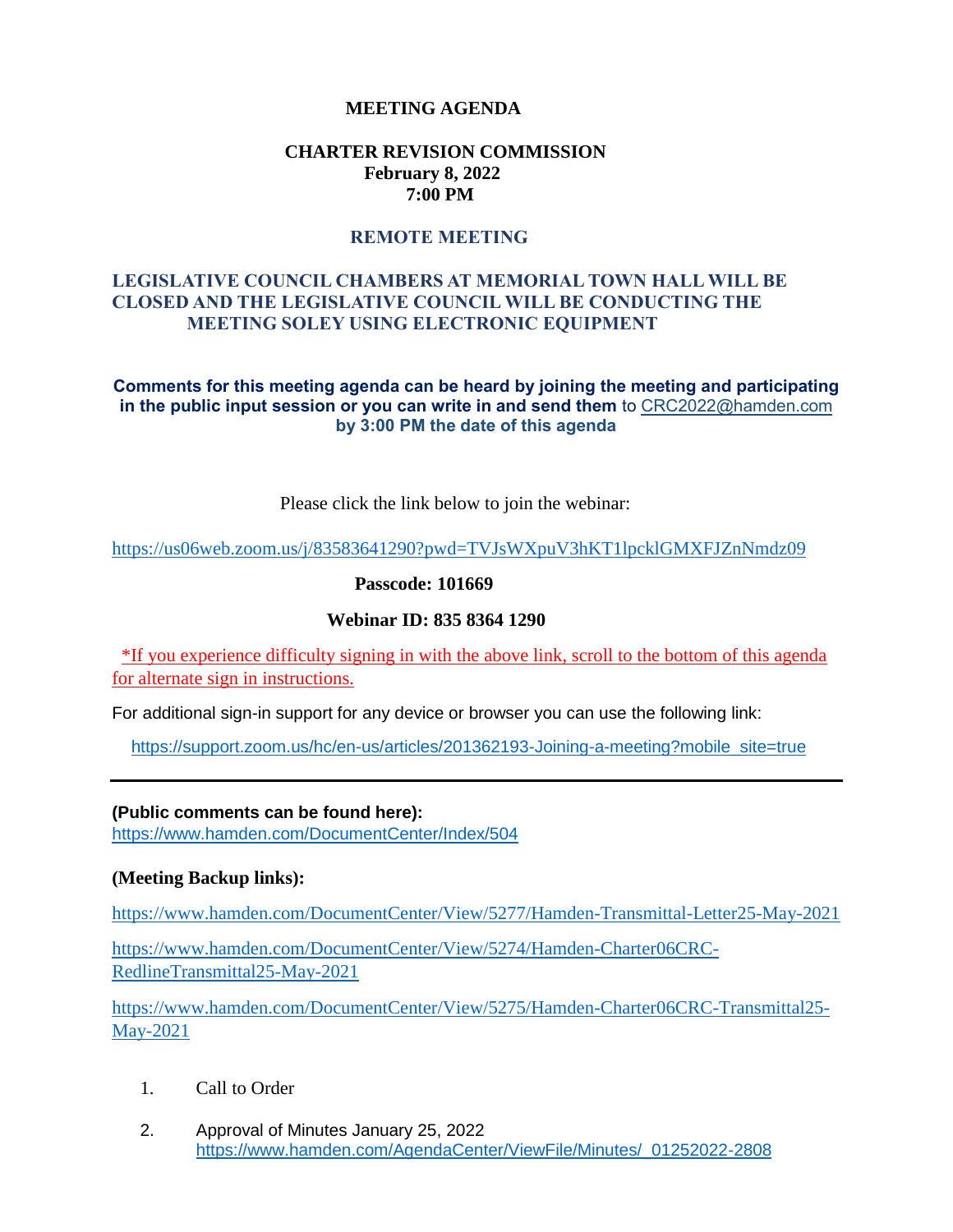# MEETING AGENDA

## CHARTER REVISION COMMISSION
**February 8, 2022**
**7:00 PM**

### REMOTE MEETING

### LEGISLATIVE COUNCIL CHAMBERS AT MEMORIAL TOWN HALL WILL BE CLOSED AND THE LEGISLATIVE COUNCIL WILL BE CONDUCTING THE MEETING SOLEY USING ELECTRONIC EQUIPMENT

**Comments for this meeting agenda can be heard by joining the meeting and participating in the public input session or you can write in and send them** to CRC2022@hamden.com **by 3:00 PM the date of this agenda**

Please click the link below to join the webinar:

https://us06web.zoom.us/j/83583641290?pwd=TVJsWXpuV3hKT1lpcklGMXFJZnNmdz09

**Passcode: 101669**

**Webinar ID: 835 8364 1290**

*If you experience difficulty signing in with the above link, scroll to the bottom of this agenda for alternate sign in instructions.

For additional sign-in support for any device or browser you can use the following link:

https://support.zoom.us/hc/en-us/articles/201362193-Joining-a-meeting?mobile_site=true

---

**(Public comments can be found here):**
https://www.hamden.com/DocumentCenter/Index/504

**(Meeting Backup links):**

https://www.hamden.com/DocumentCenter/View/5277/Hamden-Transmittal-Letter25-May-2021

https://www.hamden.com/DocumentCenter/View/5274/Hamden-Charter06CRC-RedlineTransmittal25-May-2021

https://www.hamden.com/DocumentCenter/View/5275/Hamden-Charter06CRC-Transmittal25-May-2021

1. Call to Order
2. Approval of Minutes January 25, 2022
   https://www.hamden.com/AgendaCenter/ViewFile/Minutes/_01252022-2808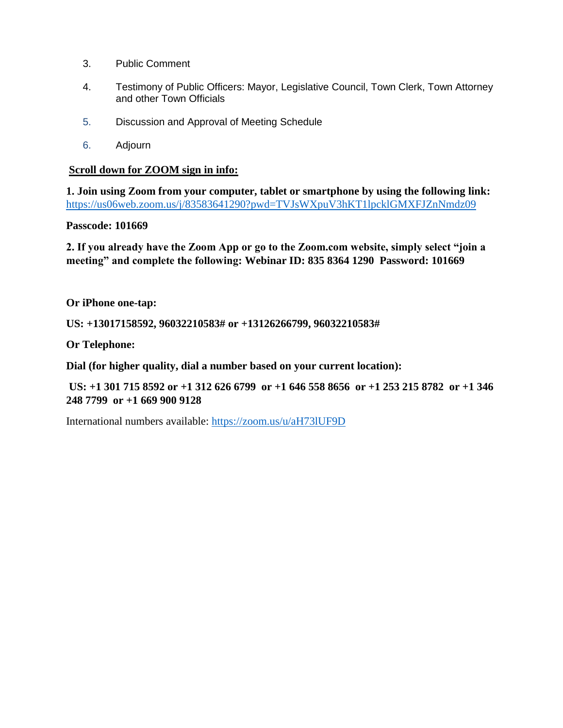3. Public Comment

4. Testimony of Public Officers: Mayor, Legislative Council, Town Clerk, Town Attorney and other Town Officials

5. Discussion and Approval of Meeting Schedule

6. Adjourn

**Scroll down for ZOOM sign in info:**

**1. Join using Zoom from your computer, tablet or smartphone by using the following link:** https://us06web.zoom.us/j/83583641290?pwd=TVJsWXpuV3hKT1lpcklGMXFJZnNmdz09

**Passcode: 101669**

**2. If you already have the Zoom App or go to the Zoom.com website, simply select "join a meeting" and complete the following: Webinar ID: 835 8364 1290 Password: 101669**

**Or iPhone one-tap:**

**US: +13017158592, 96032210583# or +13126266799, 96032210583#**

**Or Telephone:**

**Dial (for higher quality, dial a number based on your current location):**

**US: +1 301 715 8592 or +1 312 626 6799 or +1 646 558 8656 or +1 253 215 8782 or +1 346 248 7799 or +1 669 900 9128**

International numbers available: https://zoom.us/u/aH73lUF9D